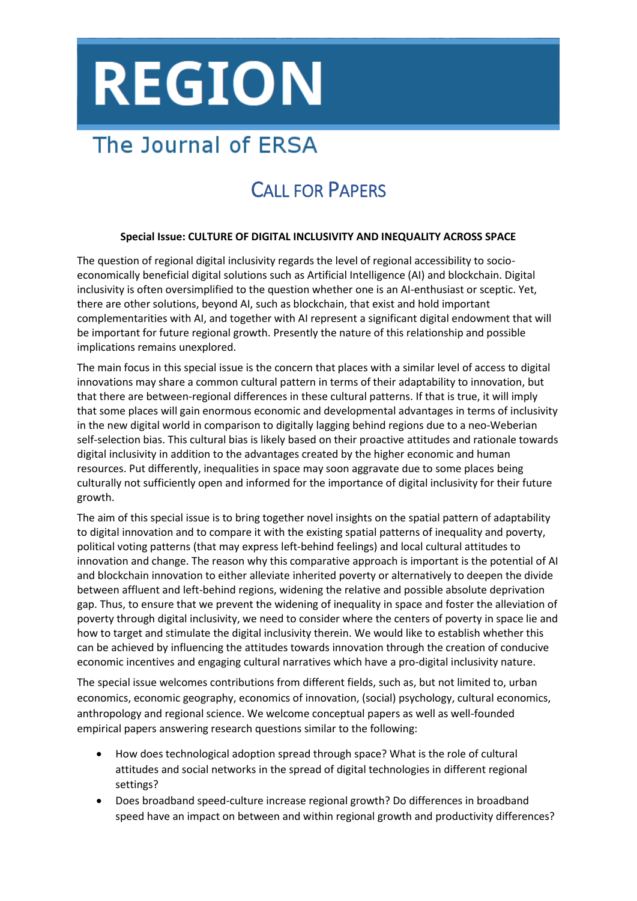# REGION

## The Journal of ERSA

## CALL FOR PAPERS

**Special Issue: CULTURE OF DIGITAL INCLUSIVITY AND INEQUALITY ACROSS SPACE**

The question of regional digital inclusivity regards the level of regional accessibility to socio-economically beneficial digital solutions such as Artificial Intelligence (AI) and blockchain. Digital inclusivity is often oversimplified to the question whether one is an AI-enthusiast or sceptic. Yet, there are other solutions, beyond AI, such as blockchain, that exist and hold important complementarities with AI, and together with AI represent a significant digital endowment that will be important for future regional growth. Presently the nature of this relationship and possible implications remains unexplored.

The main focus in this special issue is the concern that places with a similar level of access to digital innovations may share a common cultural pattern in terms of their adaptability to innovation, but that there are between-regional differences in these cultural patterns. If that is true, it will imply that some places will gain enormous economic and developmental advantages in terms of inclusivity in the new digital world in comparison to digitally lagging behind regions due to a neo-Weberian self-selection bias. This cultural bias is likely based on their proactive attitudes and rationale towards digital inclusivity in addition to the advantages created by the higher economic and human resources. Put differently, inequalities in space may soon aggravate due to some places being culturally not sufficiently open and informed for the importance of digital inclusivity for their future growth.

The aim of this special issue is to bring together novel insights on the spatial pattern of adaptability to digital innovation and to compare it with the existing spatial patterns of inequality and poverty, political voting patterns (that may express left-behind feelings) and local cultural attitudes to innovation and change. The reason why this comparative approach is important is the potential of AI and blockchain innovation to either alleviate inherited poverty or alternatively to deepen the divide between affluent and left-behind regions, widening the relative and possible absolute deprivation gap. Thus, to ensure that we prevent the widening of inequality in space and foster the alleviation of poverty through digital inclusivity, we need to consider where the centers of poverty in space lie and how to target and stimulate the digital inclusivity therein. We would like to establish whether this can be achieved by influencing the attitudes towards innovation through the creation of conducive economic incentives and engaging cultural narratives which have a pro-digital inclusivity nature.

The special issue welcomes contributions from different fields, such as, but not limited to, urban economics, economic geography, economics of innovation, (social) psychology, cultural economics, anthropology and regional science. We welcome conceptual papers as well as well-founded empirical papers answering research questions similar to the following:

- How does technological adoption spread through space? What is the role of cultural attitudes and social networks in the spread of digital technologies in different regional settings?
- Does broadband speed-culture increase regional growth? Do differences in broadband speed have an impact on between and within regional growth and productivity differences?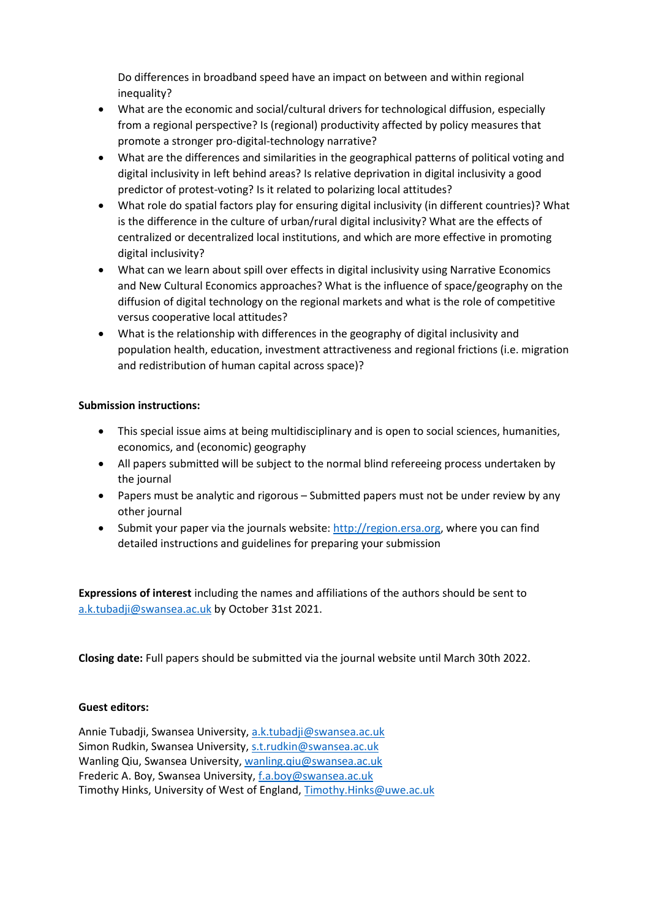Do differences in broadband speed have an impact on between and within regional inequality?

- What are the economic and social/cultural drivers for technological diffusion, especially from a regional perspective? Is (regional) productivity affected by policy measures that promote a stronger pro-digital-technology narrative?
- What are the differences and similarities in the geographical patterns of political voting and digital inclusivity in left behind areas? Is relative deprivation in digital inclusivity a good predictor of protest-voting? Is it related to polarizing local attitudes?
- What role do spatial factors play for ensuring digital inclusivity (in different countries)? What is the difference in the culture of urban/rural digital inclusivity? What are the effects of centralized or decentralized local institutions, and which are more effective in promoting digital inclusivity?
- What can we learn about spill over effects in digital inclusivity using Narrative Economics and New Cultural Economics approaches? What is the influence of space/geography on the diffusion of digital technology on the regional markets and what is the role of competitive versus cooperative local attitudes?
- What is the relationship with differences in the geography of digital inclusivity and population health, education, investment attractiveness and regional frictions (i.e. migration and redistribution of human capital across space)?

**Submission instructions:**

- This special issue aims at being multidisciplinary and is open to social sciences, humanities, economics, and (economic) geography
- All papers submitted will be subject to the normal blind refereeing process undertaken by the journal
- Papers must be analytic and rigorous – Submitted papers must not be under review by any other journal
- Submit your paper via the journals website: [http://region.ersa.org](http://region.ersa.org), where you can find detailed instructions and guidelines for preparing your submission

**Expressions of interest** including the names and affiliations of the authors should be sent to [a.k.tubadji@swansea.ac.uk](mailto:a.k.tubadji@swansea.ac.uk) by October 31st 2021.

**Closing date:** Full papers should be submitted via the journal website until March 30th 2022.

**Guest editors:**

Annie Tubadji, Swansea University, [a.k.tubadji@swansea.ac.uk](mailto:a.k.tubadji@swansea.ac.uk)
Simon Rudkin, Swansea University, [s.t.rudkin@swansea.ac.uk](mailto:s.t.rudkin@swansea.ac.uk)
Wanling Qiu, Swansea University, [wanling.qiu@swansea.ac.uk](mailto:wanling.qiu@swansea.ac.uk)
Frederic A. Boy, Swansea University, [f.a.boy@swansea.ac.uk](mailto:f.a.boy@swansea.ac.uk)
Timothy Hinks, University of West of England, [Timothy.Hinks@uwe.ac.uk](mailto:Timothy.Hinks@uwe.ac.uk)